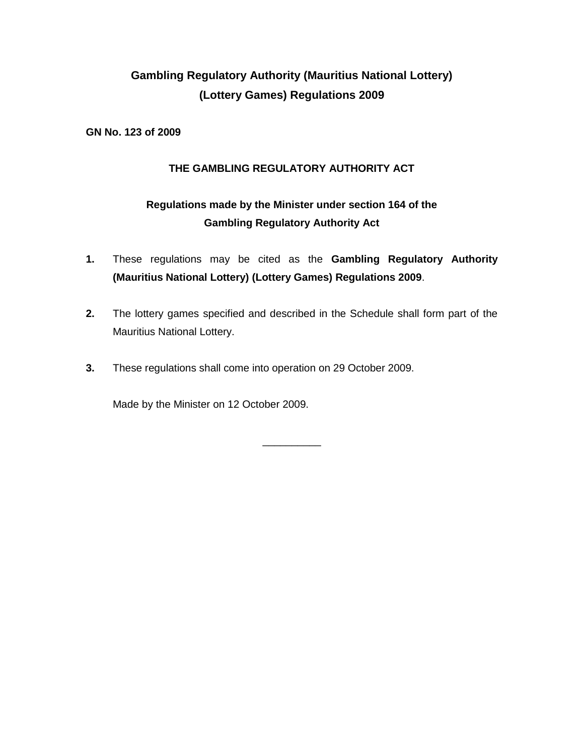# Gambling Regulatory Authority (Mauritius National Lottery) (Lottery Games) Regulations 2009

**GN No. 123 of 2009**

## THE GAMBLING REGULATORY AUTHORITY ACT

### Regulations made by the Minister under section 164 of the Gambling Regulatory Authority Act

**1.** These regulations may be cited as the **Gambling Regulatory Authority (Mauritius National Lottery) (Lottery Games) Regulations 2009**.

**2.** The lottery games specified and described in the Schedule shall form part of the Mauritius National Lottery.

**3.** These regulations shall come into operation on 29 October 2009.

Made by the Minister on 12 October 2009.

\_\_\_\_\_\_\_\_\_\_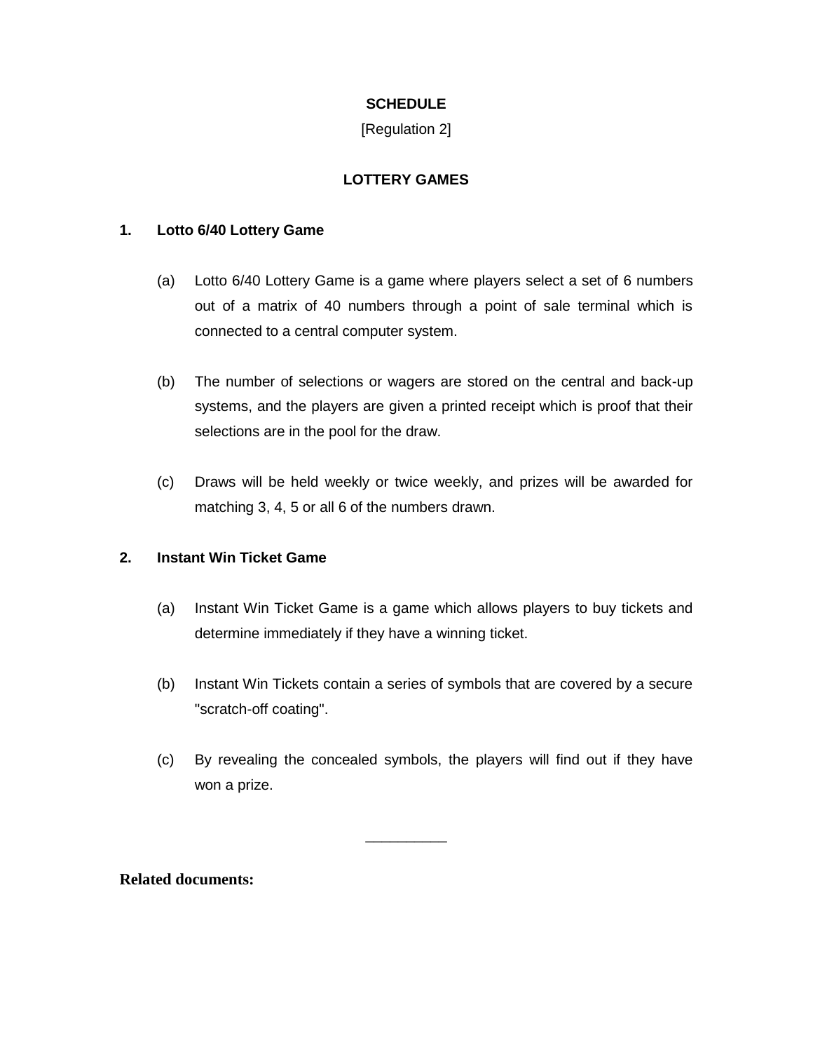**SCHEDULE**

[Regulation 2]

**LOTTERY GAMES**

**1. Lotto 6/40 Lottery Game**

(a) Lotto 6/40 Lottery Game is a game where players select a set of 6 numbers out of a matrix of 40 numbers through a point of sale terminal which is connected to a central computer system.

(b) The number of selections or wagers are stored on the central and back-up systems, and the players are given a printed receipt which is proof that their selections are in the pool for the draw.

(c) Draws will be held weekly or twice weekly, and prizes will be awarded for matching 3, 4, 5 or all 6 of the numbers drawn.

**2. Instant Win Ticket Game**

(a) Instant Win Ticket Game is a game which allows players to buy tickets and determine immediately if they have a winning ticket.

(b) Instant Win Tickets contain a series of symbols that are covered by a secure "scratch-off coating".

(c) By revealing the concealed symbols, the players will find out if they have won a prize.

__________

**Related documents:**